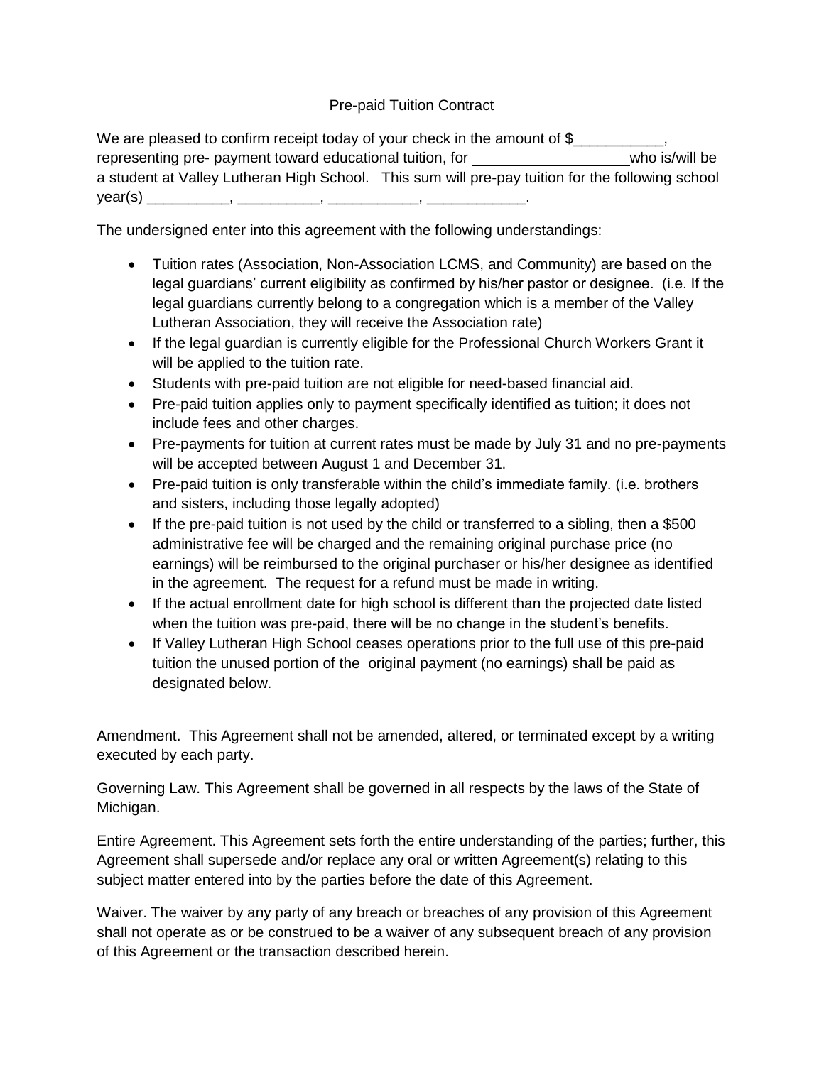Pre-paid Tuition Contract

We are pleased to confirm receipt today of your check in the amount of $___________, representing pre- payment toward educational tuition, for ___________________ who is/will be a student at Valley Lutheran High School. This sum will pre-pay tuition for the following school year(s) __________, __________, ___________, ____________.

The undersigned enter into this agreement with the following understandings:

- Tuition rates (Association, Non-Association LCMS, and Community) are based on the legal guardians' current eligibility as confirmed by his/her pastor or designee. (i.e. If the legal guardians currently belong to a congregation which is a member of the Valley Lutheran Association, they will receive the Association rate)
- If the legal guardian is currently eligible for the Professional Church Workers Grant it will be applied to the tuition rate.
- Students with pre-paid tuition are not eligible for need-based financial aid.
- Pre-paid tuition applies only to payment specifically identified as tuition; it does not include fees and other charges.
- Pre-payments for tuition at current rates must be made by July 31 and no pre-payments will be accepted between August 1 and December 31.
- Pre-paid tuition is only transferable within the child's immediate family. (i.e. brothers and sisters, including those legally adopted)
- If the pre-paid tuition is not used by the child or transferred to a sibling, then a $500 administrative fee will be charged and the remaining original purchase price (no earnings) will be reimbursed to the original purchaser or his/her designee as identified in the agreement. The request for a refund must be made in writing.
- If the actual enrollment date for high school is different than the projected date listed when the tuition was pre-paid, there will be no change in the student's benefits.
- If Valley Lutheran High School ceases operations prior to the full use of this pre-paid tuition the unused portion of the original payment (no earnings) shall be paid as designated below.

Amendment. This Agreement shall not be amended, altered, or terminated except by a writing executed by each party.

Governing Law. This Agreement shall be governed in all respects by the laws of the State of Michigan.

Entire Agreement. This Agreement sets forth the entire understanding of the parties; further, this Agreement shall supersede and/or replace any oral or written Agreement(s) relating to this subject matter entered into by the parties before the date of this Agreement.

Waiver. The waiver by any party of any breach or breaches of any provision of this Agreement shall not operate as or be construed to be a waiver of any subsequent breach of any provision of this Agreement or the transaction described herein.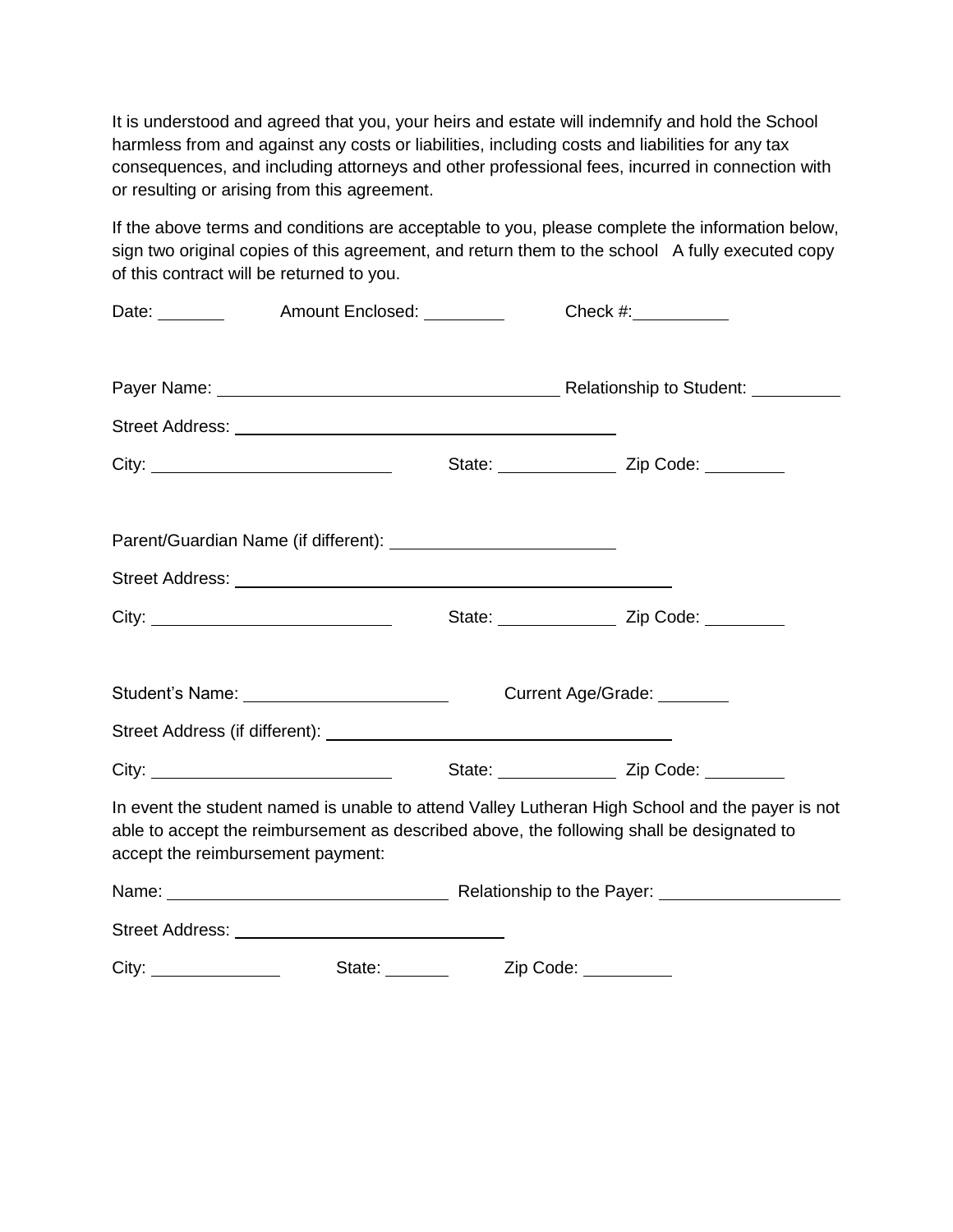It is understood and agreed that you, your heirs and estate will indemnify and hold the School harmless from and against any costs or liabilities, including costs and liabilities for any tax consequences, and including attorneys and other professional fees, incurred in connection with or resulting or arising from this agreement.

If the above terms and conditions are acceptable to you, please complete the information below, sign two original copies of this agreement, and return them to the school A fully executed copy of this contract will be returned to you.

Date: ________ Amount Enclosed: __________ Check #:___________

Payer Name: ______________________________________ Relationship to Student: __________

Street Address: ____________________________________________

City: __________________________ State: _____________ Zip Code: _________

Parent/Guardian Name (if different): ________________________

Street Address: ___________________________________________________

City: __________________________ State: _____________ Zip Code: _________

Student's Name: ______________________ Current Age/Grade: ________

Street Address (if different): _____________________________________

City: __________________________ State: _____________ Zip Code: _________

In event the student named is unable to attend Valley Lutheran High School and the payer is not able to accept the reimbursement as described above, the following shall be designated to accept the reimbursement payment:

Name: ______________________________ Relationship to the Payer: ___________________

Street Address: ____________________________

City: ______________ State: _______ Zip Code: __________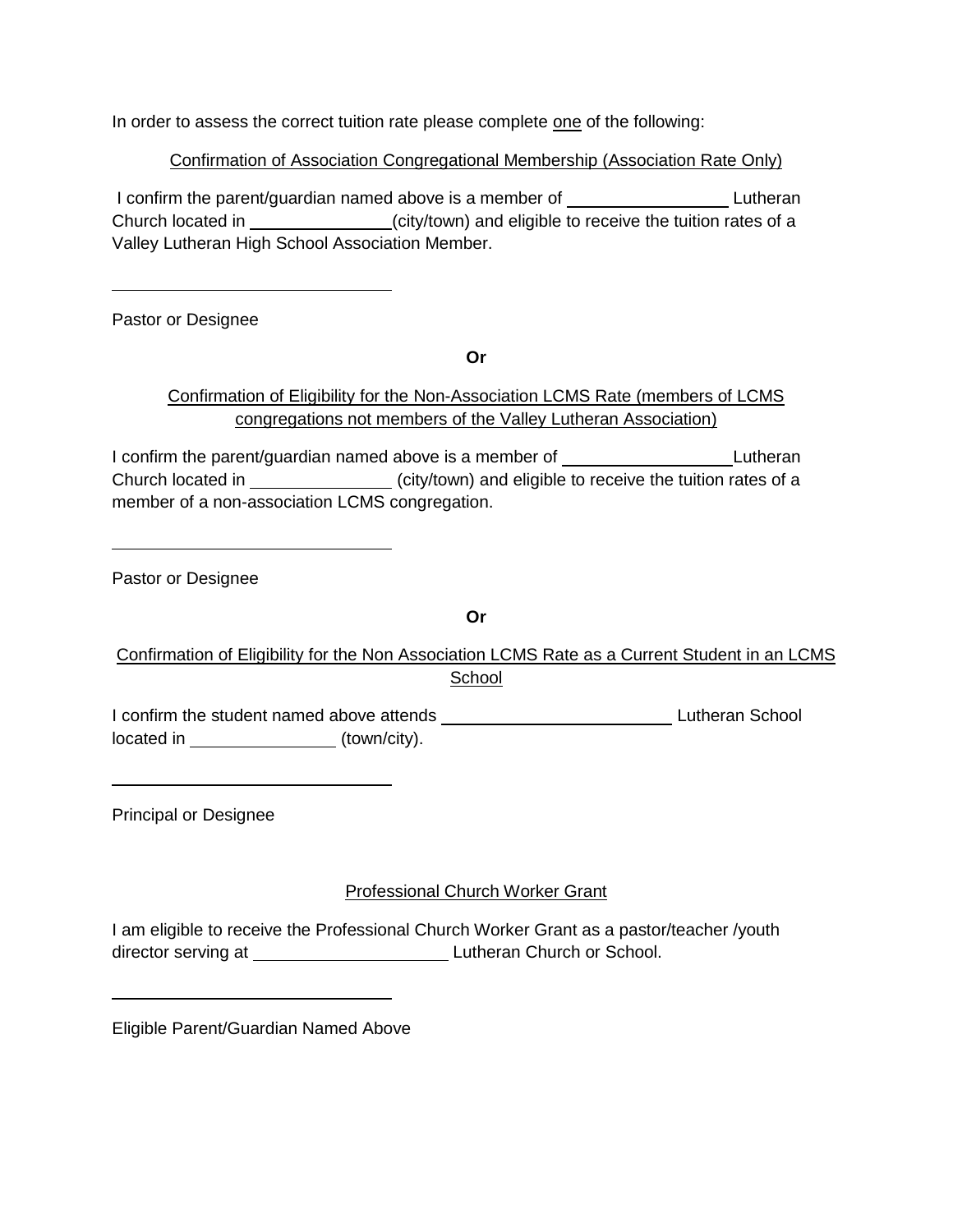In order to assess the correct tuition rate please complete <u>one</u> of the following:

<u>Confirmation of Association Congregational Membership (Association Rate Only)</u>

I confirm the parent/guardian named above is a member of ________________ Lutheran Church located in ______________(city/town) and eligible to receive the tuition rates of a Valley Lutheran High School Association Member.

______________________________

Pastor or Designee

**Or**

<u>Confirmation of Eligibility for the Non-Association LCMS Rate (members of LCMS congregations not members of the Valley Lutheran Association)</u>

I confirm the parent/guardian named above is a member of _________________Lutheran Church located in ______________ (city/town) and eligible to receive the tuition rates of a member of a non-association LCMS congregation.

______________________________

Pastor or Designee

**Or**

<u>Confirmation of Eligibility for the Non Association LCMS Rate as a Current Student in an LCMS School</u>

I confirm the student named above attends ________________________ Lutheran School located in ______________ (town/city).

______________________________

Principal or Designee

<u>Professional Church Worker Grant</u>

I am eligible to receive the Professional Church Worker Grant as a pastor/teacher /youth director serving at ___________________ Lutheran Church or School.

______________________________

Eligible Parent/Guardian Named Above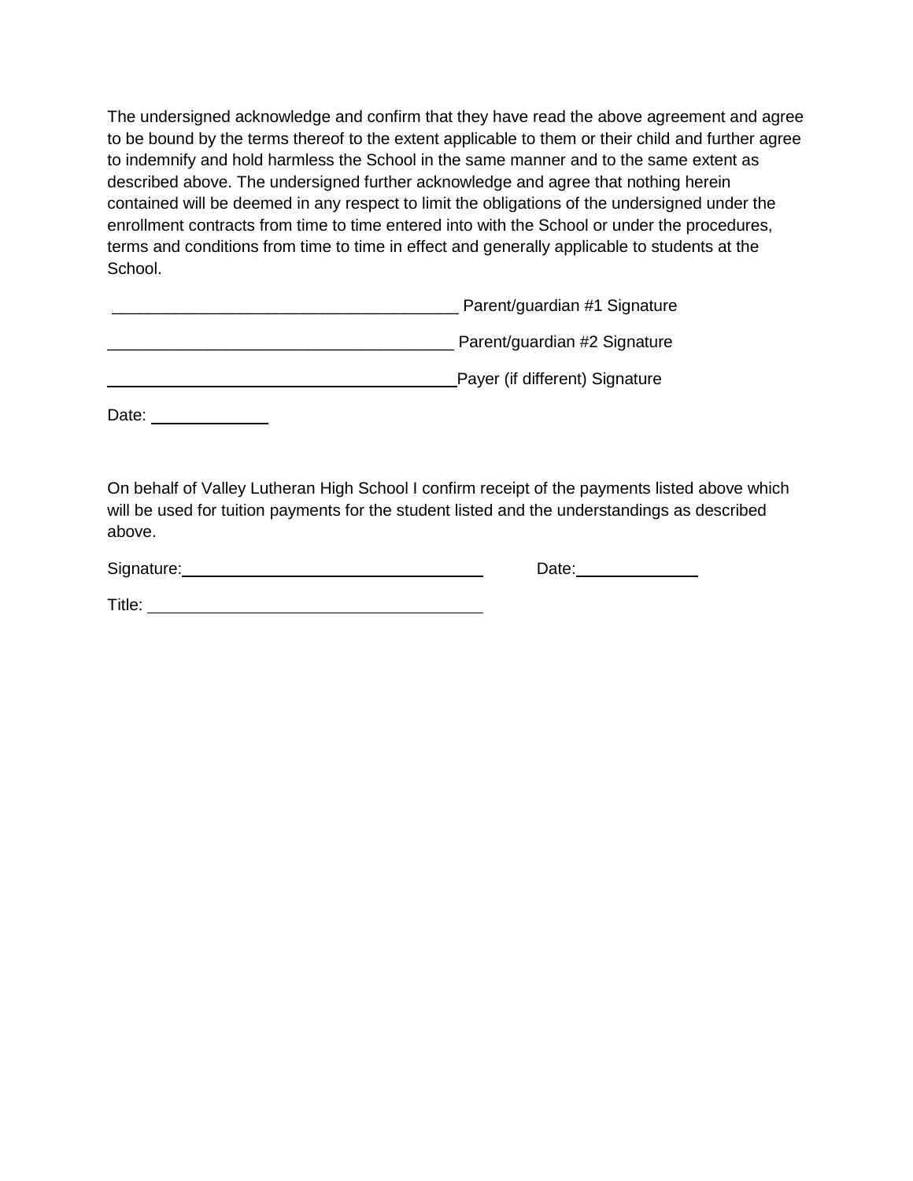The undersigned acknowledge and confirm that they have read the above agreement and agree to be bound by the terms thereof to the extent applicable to them or their child and further agree to indemnify and hold harmless the School in the same manner and to the same extent as described above. The undersigned further acknowledge and agree that nothing herein contained will be deemed in any respect to limit the obligations of the undersigned under the enrollment contracts from time to time entered into with the School or under the procedures, terms and conditions from time to time in effect and generally applicable to students at the School.

_____________________________________ Parent/guardian #1 Signature

_____________________________________ Parent/guardian #2 Signature

_____________________________________ Payer (if different) Signature

Date: ____________

On behalf of Valley Lutheran High School I confirm receipt of the payments listed above which will be used for tuition payments for the student listed and the understandings as described above.

Signature: ______________________________ Date: ____________

Title: ______________________________